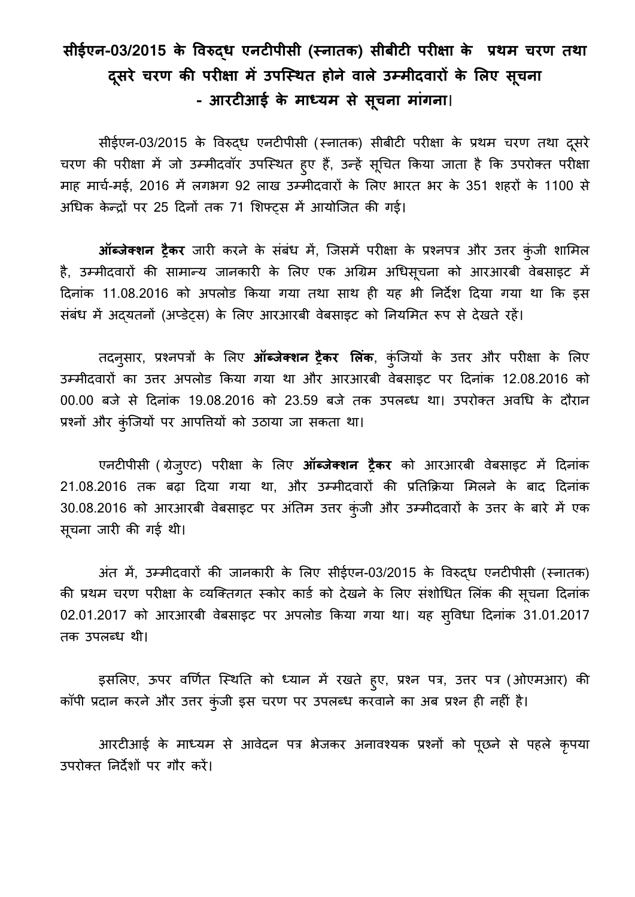# सीईएन-03/2015 के विरुद्ध एनटीपीसी (स्नातक) सीबीटी परीक्षा के प्रथम चरण तथा दूसरे चरण की परीक्षा में उपस्थित होने वाले उम्मीदवारों के लिए सूचना - आरटीआई के माध्यम से सूचना मांगना।

सीईएन-03/2015 के विरुद्ध एनटीपीसी (स्नातक) सीबीटी परीक्षा के प्रथम चरण तथा दूसरे चरण की परीक्षा में जो उम्मीदवॉर उपस्थित हुए हैं, उन्हें सूचित किया जाता है कि उपरोक्त परीक्षा माह मार्च-मई, 2016 में लगभग 92 लाख उम्मीदवारों के लिए भारत भर के 351 शहरों के 1100 से अधिक केन्द्रों पर 25 दिनों तक 71 शिफ्ट्स में आयोजित की गई।

**ऑब्जेक्शन ट्रैकर** जारी करने के संबंध में, जिसमें परीक्षा के प्रश्नपत्र और उत्तर कुंजी शामिल है, उम्मीदवारों की सामान्य जानकारी के लिए एक अग्रिम अधिसूचना को आरआरबी वेबसाइट में दिनांक 11.08.2016 को अपलोड किया गया तथा साथ ही यह भी निर्देश दिया गया था कि इस संबंध में अद्यतनों (अप्डेट्स) के लिए आरआरबी वेबसाइट को नियमित रूप से देखते रहें।

तदनुसार, प्रश्नपत्रों के लिए **ऑब्जेक्शन ट्रैकर लिंक**, कुंजियों के उत्तर और परीक्षा के लिए उम्मीदवारों का उत्तर अपलोड किया गया था और आरआरबी वेबसाइट पर दिनांक 12.08.2016 को 00.00 बजे से दिनांक 19.08.2016 को 23.59 बजे तक उपलब्ध था। उपरोक्त अवधि के दौरान प्रश्नों और कुंजियों पर आपत्तियों को उठाया जा सकता था।

एनटीपीसी (ग्रेजुएट) परीक्षा के लिए **ऑब्जेक्शन ट्रैकर** को आरआरबी वेबसाइट में दिनांक 21.08.2016 तक बढ़ा दिया गया था, और उम्मीदवारों की प्रतिक्रिया मिलने के बाद दिनांक 30.08.2016 को आरआरबी वेबसाइट पर अंतिम उत्तर कुंजी और उम्मीदवारों के उत्तर के बारे में एक सूचना जारी की गई थी।

अंत में, उम्मीदवारों की जानकारी के लिए सीईएन-03/2015 के विरुद्ध एनटीपीसी (स्नातक) की प्रथम चरण परीक्षा के व्यक्तिगत स्कोर कार्ड को देखने के लिए संशोधित लिंक की सूचना दिनांक 02.01.2017 को आरआरबी वेबसाइट पर अपलोड किया गया था। यह सुविधा दिनांक 31.01.2017 तक उपलब्ध थी।

इसलिए, ऊपर वर्णित स्थिति को ध्यान में रखते हुए, प्रश्न पत्र, उत्तर पत्र (ओएमआर) की कॉपी प्रदान करने और उत्तर कुंजी इस चरण पर उपलब्ध करवाने का अब प्रश्न ही नहीं है।

आरटीआई के माध्यम से आवेदन पत्र भेजकर अनावश्यक प्रश्नों को पूछने से पहले कृपया उपरोक्त निर्देशों पर गौर करें।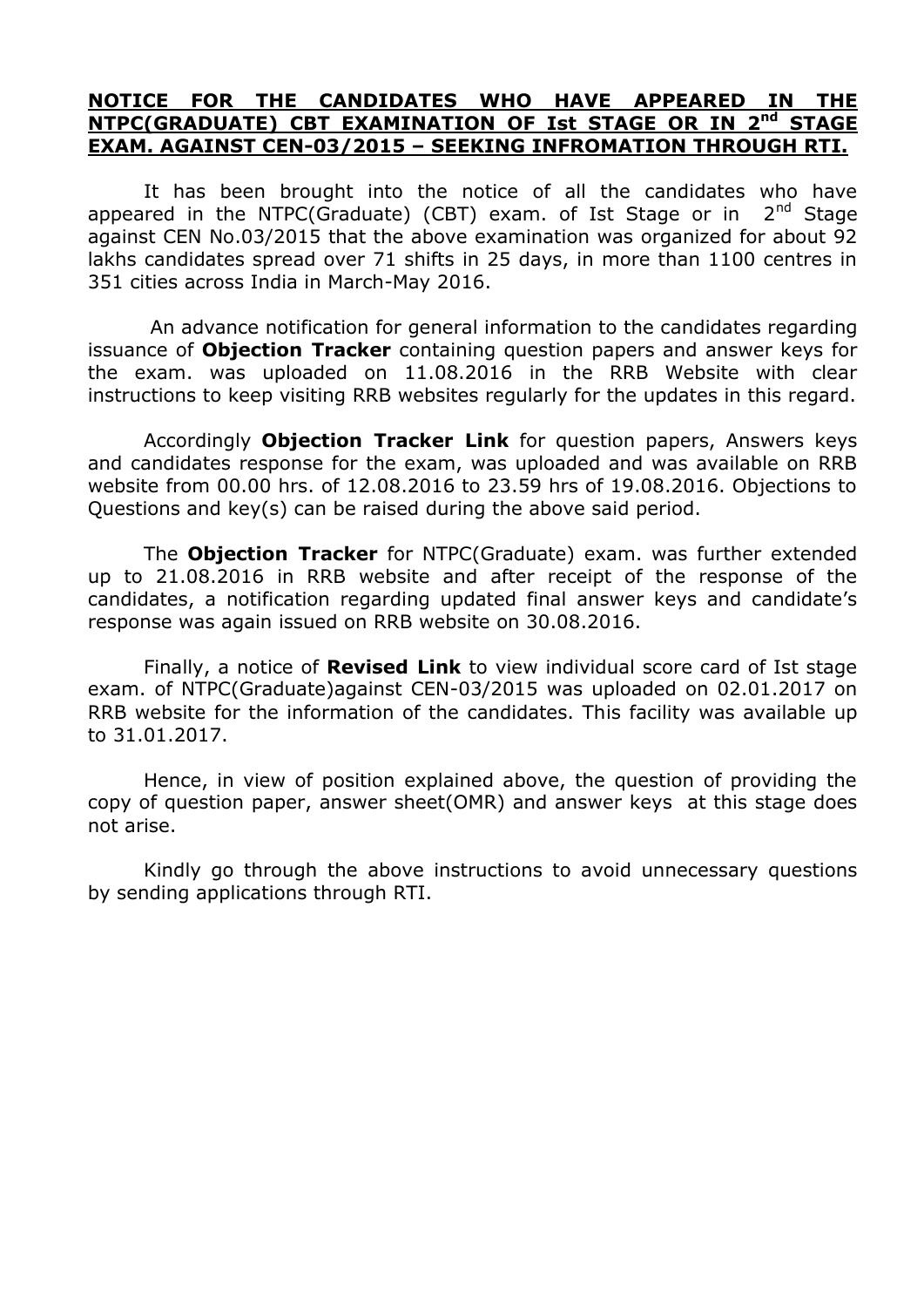**NOTICE FOR THE CANDIDATES WHO HAVE APPEARED IN THE NTPC(GRADUATE) CBT EXAMINATION OF Ist STAGE OR IN 2nd STAGE EXAM. AGAINST CEN-03/2015 – SEEKING INFROMATION THROUGH RTI.**

It has been brought into the notice of all the candidates who have appeared in the NTPC(Graduate) (CBT) exam. of Ist Stage or in 2nd Stage against CEN No.03/2015 that the above examination was organized for about 92 lakhs candidates spread over 71 shifts in 25 days, in more than 1100 centres in 351 cities across India in March-May 2016.

An advance notification for general information to the candidates regarding issuance of **Objection Tracker** containing question papers and answer keys for the exam. was uploaded on 11.08.2016 in the RRB Website with clear instructions to keep visiting RRB websites regularly for the updates in this regard.

Accordingly **Objection Tracker Link** for question papers, Answers keys and candidates response for the exam, was uploaded and was available on RRB website from 00.00 hrs. of 12.08.2016 to 23.59 hrs of 19.08.2016. Objections to Questions and key(s) can be raised during the above said period.

The **Objection Tracker** for NTPC(Graduate) exam. was further extended up to 21.08.2016 in RRB website and after receipt of the response of the candidates, a notification regarding updated final answer keys and candidate's response was again issued on RRB website on 30.08.2016.

Finally, a notice of **Revised Link** to view individual score card of Ist stage exam. of NTPC(Graduate)against CEN-03/2015 was uploaded on 02.01.2017 on RRB website for the information of the candidates. This facility was available up to 31.01.2017.

Hence, in view of position explained above, the question of providing the copy of question paper, answer sheet(OMR) and answer keys at this stage does not arise.

Kindly go through the above instructions to avoid unnecessary questions by sending applications through RTI.